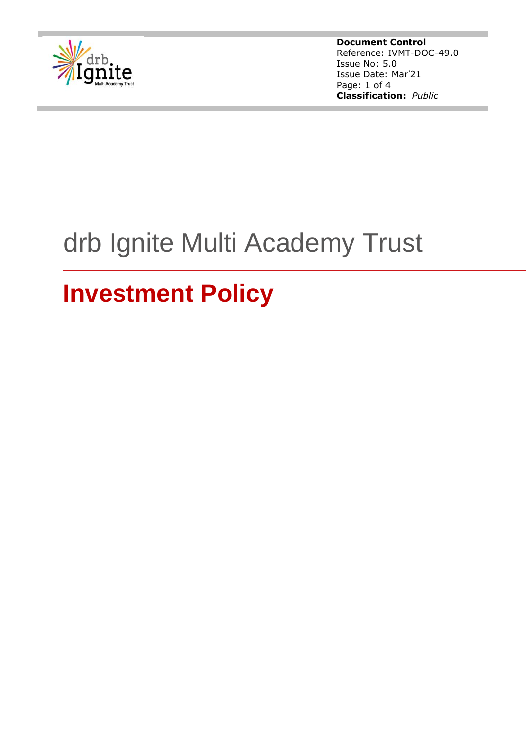**Document Control**
Reference: IVMT-DOC-49.0
Issue No: 5.0
Issue Date: Mar'21
**Classification:** *Public*

# drb Ignite Multi Academy Trust

## Investment Policy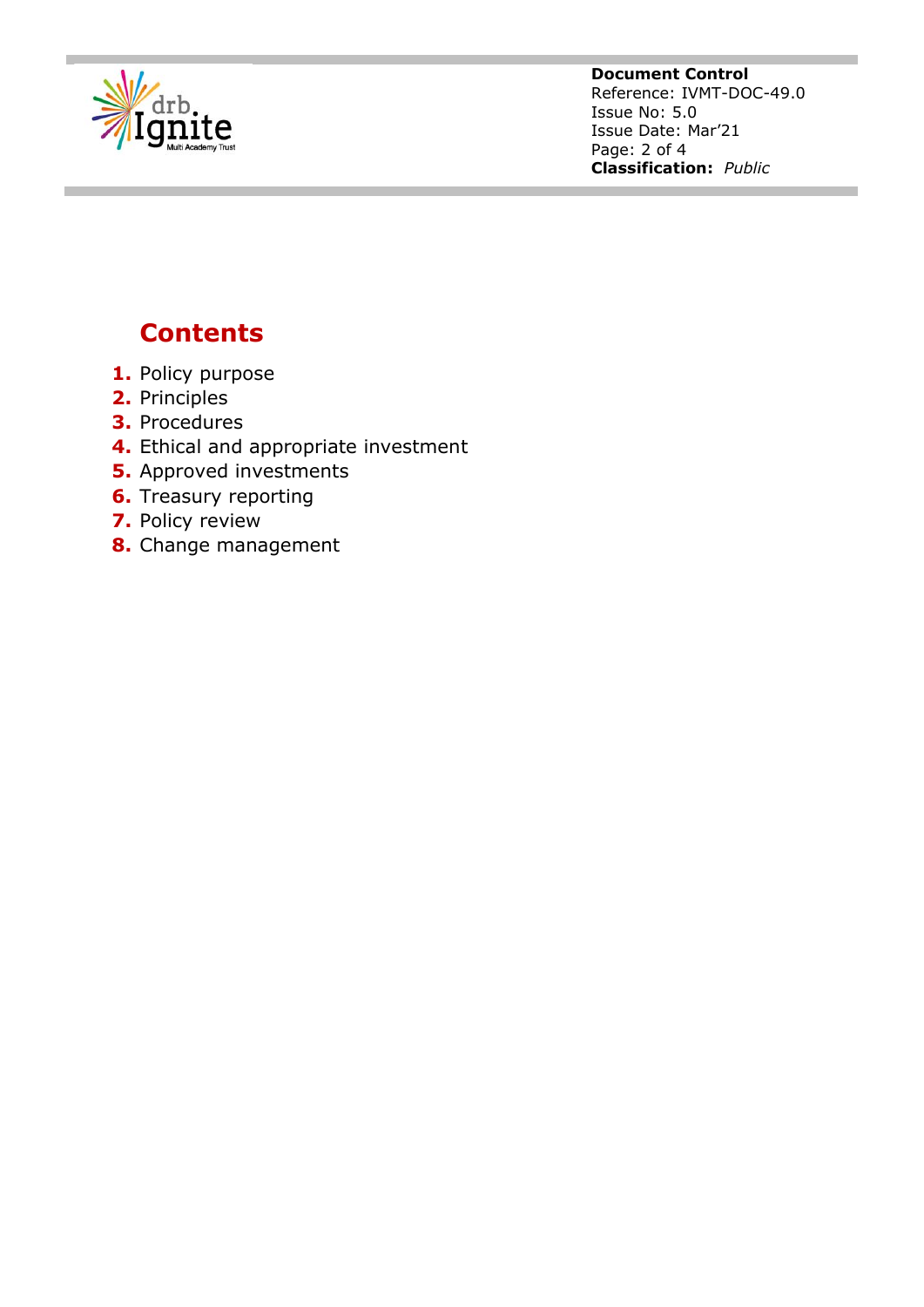## Contents

1. Policy purpose
2. Principles
3. Procedures
4. Ethical and appropriate investment
5. Approved investments
6. Treasury reporting
7. Policy review
8. Change management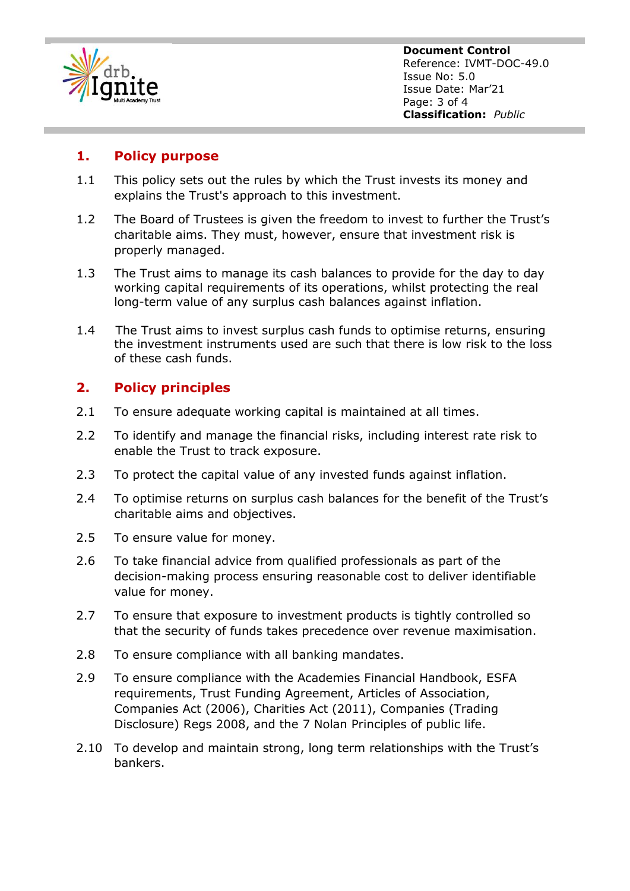## 1. Policy purpose

1.1 This policy sets out the rules by which the Trust invests its money and explains the Trust's approach to this investment.

1.2 The Board of Trustees is given the freedom to invest to further the Trust's charitable aims. They must, however, ensure that investment risk is properly managed.

1.3 The Trust aims to manage its cash balances to provide for the day to day working capital requirements of its operations, whilst protecting the real long-term value of any surplus cash balances against inflation.

1.4 The Trust aims to invest surplus cash funds to optimise returns, ensuring the investment instruments used are such that there is low risk to the loss of these cash funds.

## 2. Policy principles

2.1 To ensure adequate working capital is maintained at all times.

2.2 To identify and manage the financial risks, including interest rate risk to enable the Trust to track exposure.

2.3 To protect the capital value of any invested funds against inflation.

2.4 To optimise returns on surplus cash balances for the benefit of the Trust's charitable aims and objectives.

2.5 To ensure value for money.

2.6 To take financial advice from qualified professionals as part of the decision-making process ensuring reasonable cost to deliver identifiable value for money.

2.7 To ensure that exposure to investment products is tightly controlled so that the security of funds takes precedence over revenue maximisation.

2.8 To ensure compliance with all banking mandates.

2.9 To ensure compliance with the Academies Financial Handbook, ESFA requirements, Trust Funding Agreement, Articles of Association, Companies Act (2006), Charities Act (2011), Companies (Trading Disclosure) Regs 2008, and the 7 Nolan Principles of public life.

2.10 To develop and maintain strong, long term relationships with the Trust's bankers.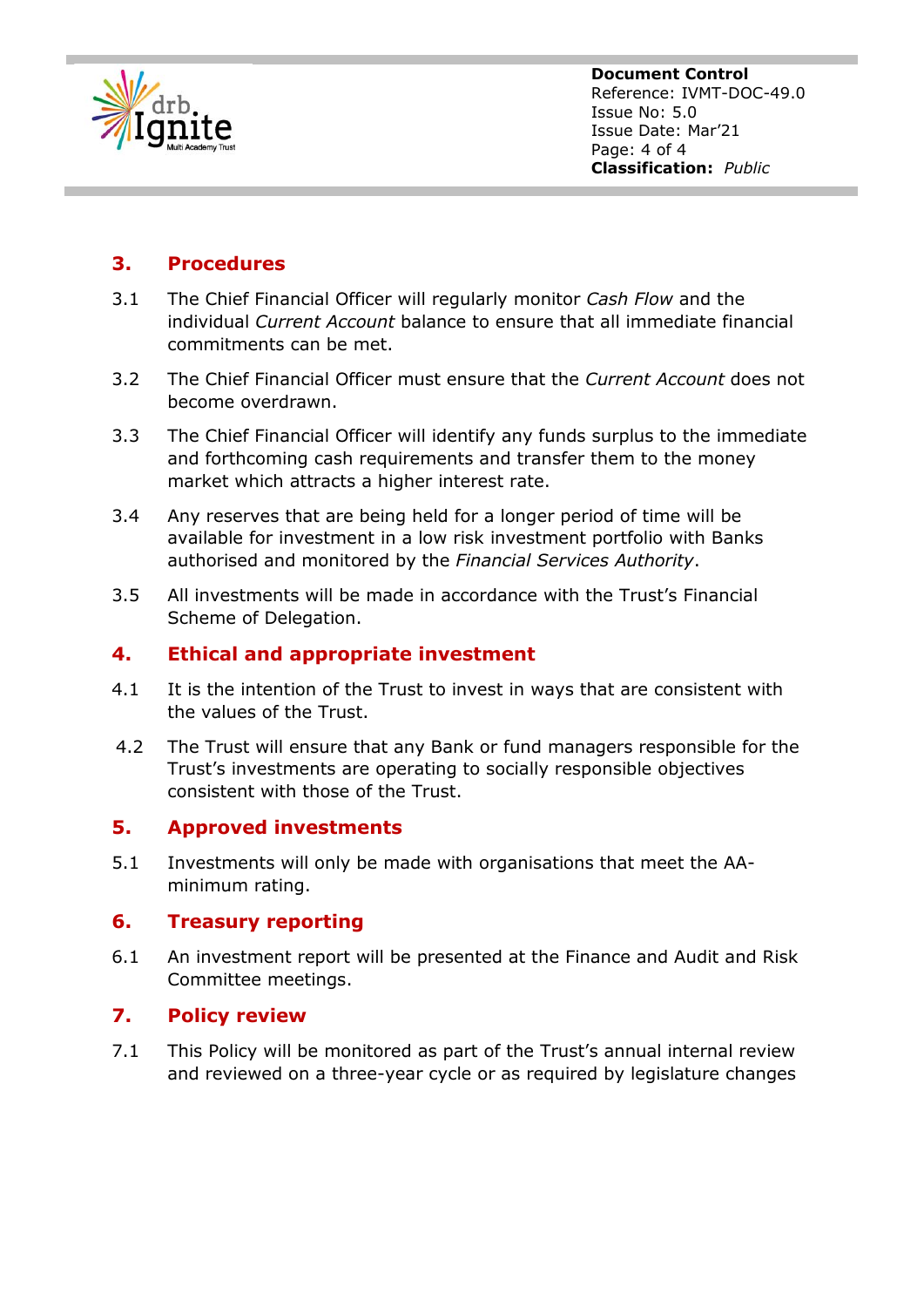## 3. Procedures

3.1 The Chief Financial Officer will regularly monitor *Cash Flow* and the individual *Current Account* balance to ensure that all immediate financial commitments can be met.

3.2 The Chief Financial Officer must ensure that the *Current Account* does not become overdrawn.

3.3 The Chief Financial Officer will identify any funds surplus to the immediate and forthcoming cash requirements and transfer them to the money market which attracts a higher interest rate.

3.4 Any reserves that are being held for a longer period of time will be available for investment in a low risk investment portfolio with Banks authorised and monitored by the *Financial Services Authority*.

3.5 All investments will be made in accordance with the Trust's Financial Scheme of Delegation.

## 4. Ethical and appropriate investment

4.1 It is the intention of the Trust to invest in ways that are consistent with the values of the Trust.

4.2 The Trust will ensure that any Bank or fund managers responsible for the Trust's investments are operating to socially responsible objectives consistent with those of the Trust.

## 5. Approved investments

5.1 Investments will only be made with organisations that meet the AA- minimum rating.

## 6. Treasury reporting

6.1 An investment report will be presented at the Finance and Audit and Risk Committee meetings.

## 7. Policy review

7.1 This Policy will be monitored as part of the Trust's annual internal review and reviewed on a three-year cycle or as required by legislature changes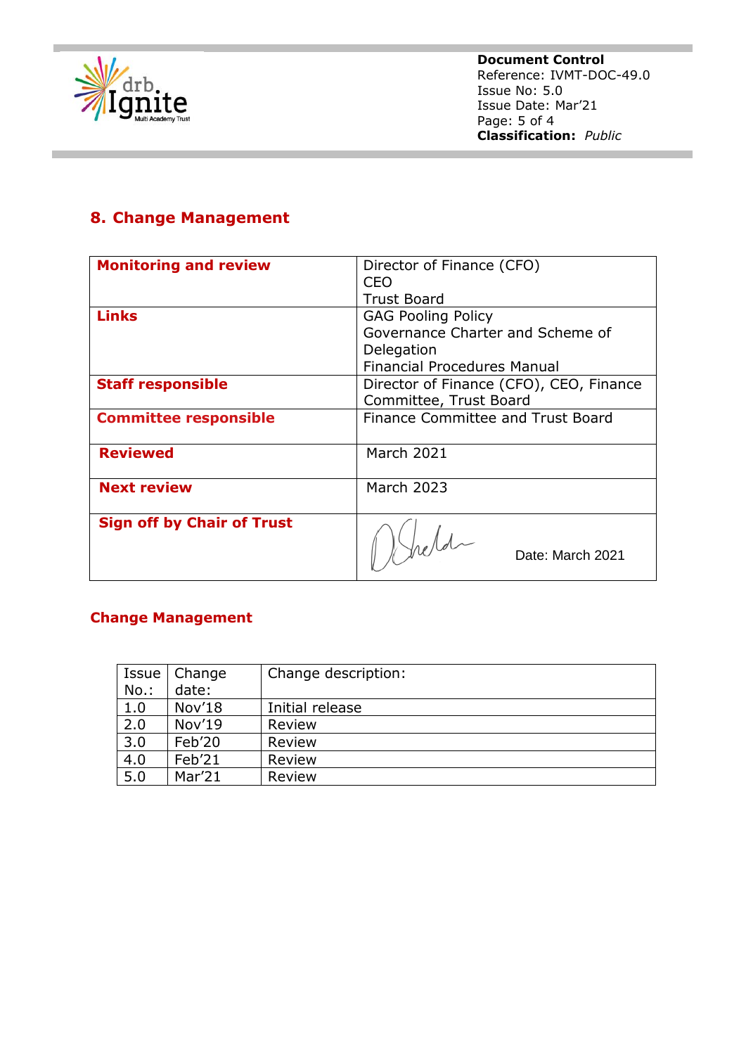## 8. Change Management

| | |
|---|---|
| **Monitoring and review** | Director of Finance (CFO)<br>CEO<br>Trust Board |
| **Links** | GAG Pooling Policy<br>Governance Charter and Scheme of Delegation<br>Financial Procedures Manual |
| **Staff responsible** | Director of Finance (CFO), CEO, Finance Committee, Trust Board |
| **Committee responsible** | Finance Committee and Trust Board |
| **Reviewed** | March 2021 |
| **Next review** | March 2023 |
| **Sign off by Chair of Trust** | Date: March 2021 |

### Change Management

| Issue No.: | Change date: | Change description: |
|---|---|---|
| 1.0 | Nov'18 | Initial release |
| 2.0 | Nov'19 | Review |
| 3.0 | Feb'20 | Review |
| 4.0 | Feb'21 | Review |
| 5.0 | Mar'21 | Review |